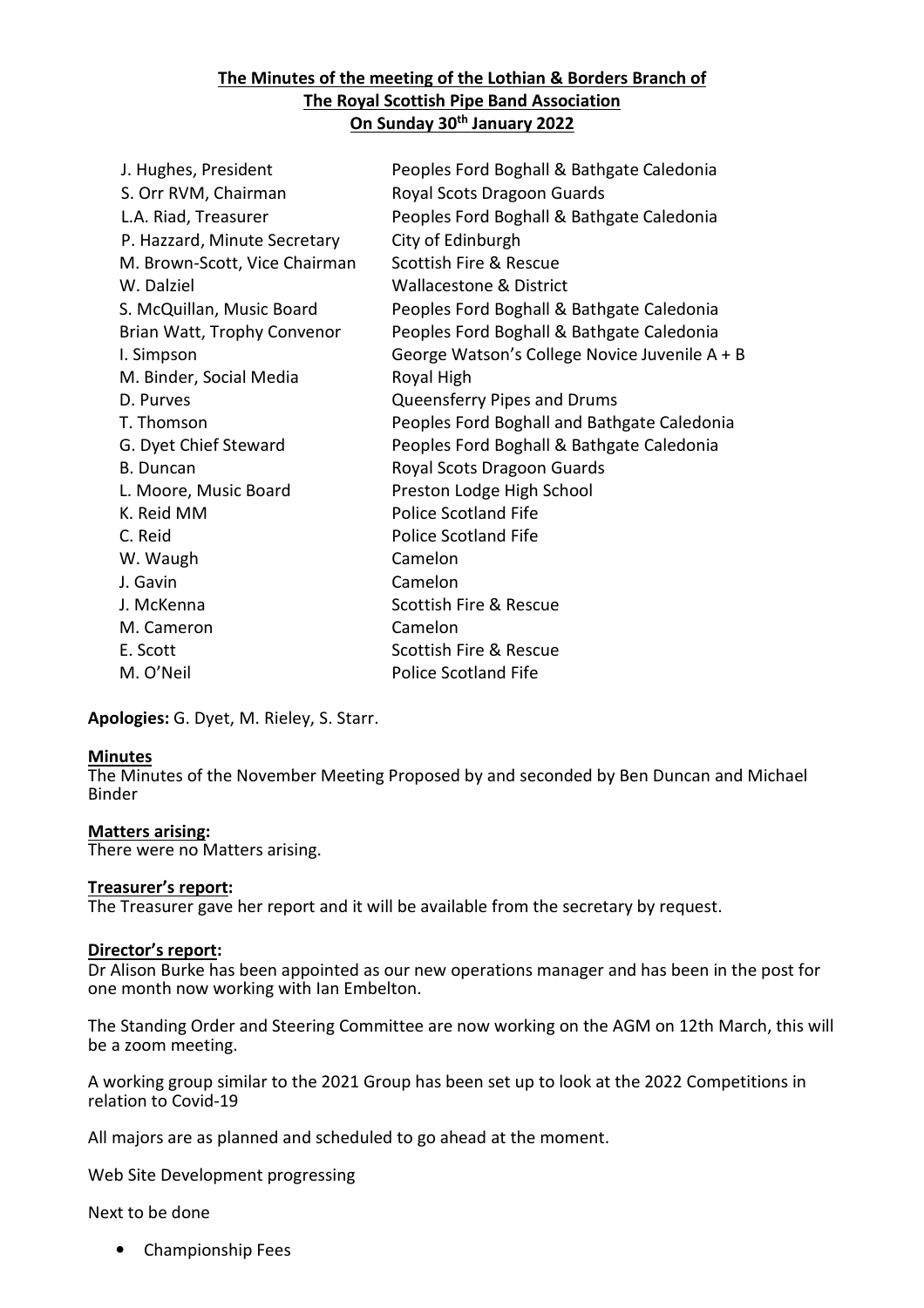**The Minutes of the meeting of the Lothian & Borders Branch of**
**The Royal Scottish Pipe Band Association**
**On Sunday 30th January 2022**

| | |
|---|---|
| J. Hughes, President | Peoples Ford Boghall & Bathgate Caledonia |
| S. Orr RVM, Chairman | Royal Scots Dragoon Guards |
| L.A. Riad, Treasurer | Peoples Ford Boghall & Bathgate Caledonia |
| P. Hazzard, Minute Secretary | City of Edinburgh |
| M. Brown-Scott, Vice Chairman | Scottish Fire & Rescue |
| W. Dalziel | Wallacestone & District |
| S. McQuillan, Music Board | Peoples Ford Boghall & Bathgate Caledonia |
| Brian Watt, Trophy Convenor | Peoples Ford Boghall & Bathgate Caledonia |
| I. Simpson | George Watson's College Novice Juvenile A + B |
| M. Binder, Social Media | Royal High |
| D. Purves | Queensferry Pipes and Drums |
| T. Thomson | Peoples Ford Boghall and Bathgate Caledonia |
| G. Dyet Chief Steward | Peoples Ford Boghall & Bathgate Caledonia |
| B. Duncan | Royal Scots Dragoon Guards |
| L. Moore, Music Board | Preston Lodge High School |
| K. Reid MM | Police Scotland Fife |
| C. Reid | Police Scotland Fife |
| W. Waugh | Camelon |
| J. Gavin | Camelon |
| J. McKenna | Scottish Fire & Rescue |
| M. Cameron | Camelon |
| E. Scott | Scottish Fire & Rescue |
| M. O'Neil | Police Scotland Fife |

**Apologies:** G. Dyet, M. Rieley, S. Starr.

**Minutes**
The Minutes of the November Meeting Proposed by and seconded by Ben Duncan and Michael Binder

**Matters arising:**
There were no Matters arising.

**Treasurer's report:**
The Treasurer gave her report and it will be available from the secretary by request.

**Director's report:**
Dr Alison Burke has been appointed as our new operations manager and has been in the post for one month now working with Ian Embelton.

The Standing Order and Steering Committee are now working on the AGM on 12th March, this will be a zoom meeting.

A working group similar to the 2021 Group has been set up to look at the 2022 Competitions in relation to Covid-19

All majors are as planned and scheduled to go ahead at the moment.

Web Site Development progressing

Next to be done

- Championship Fees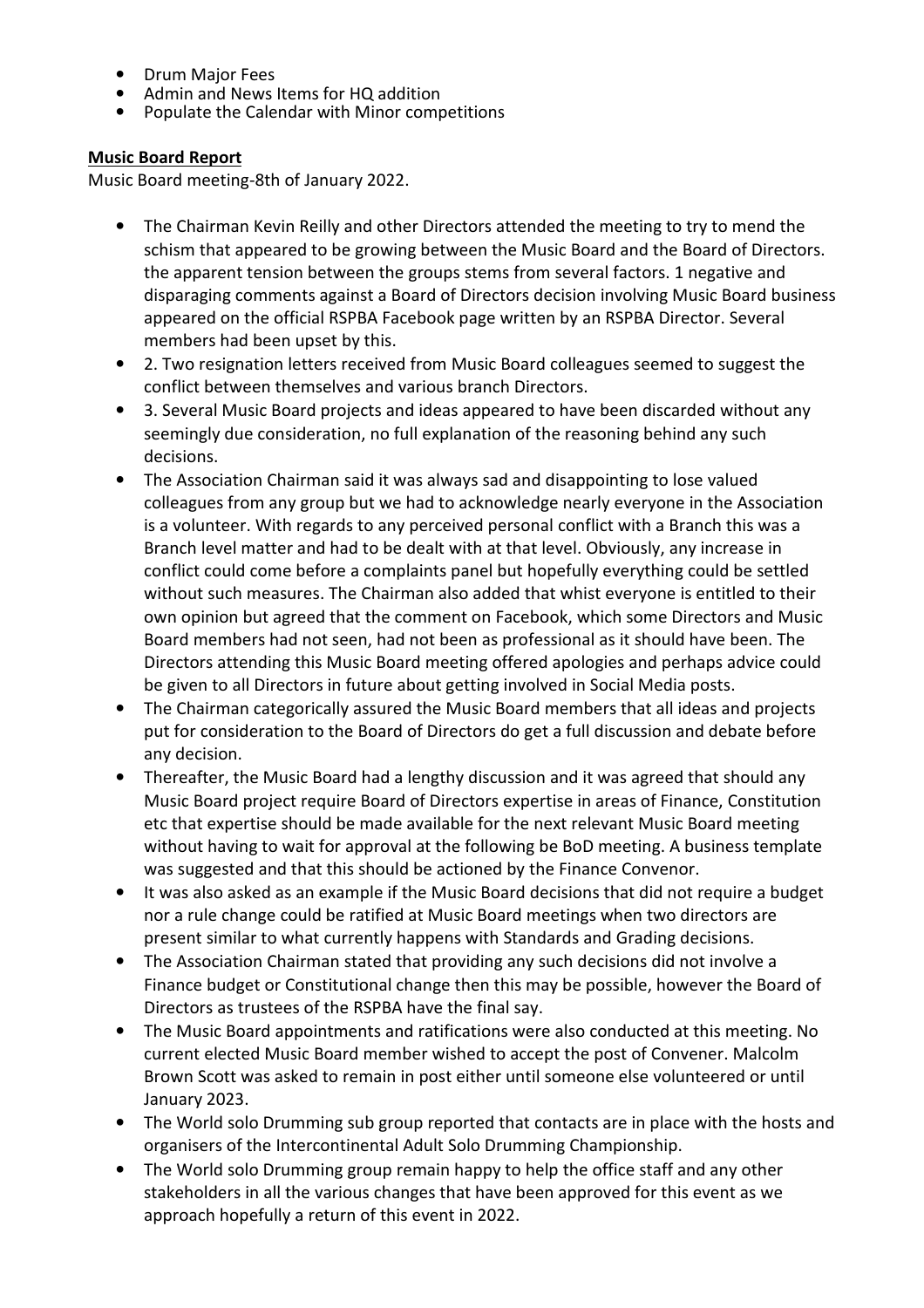- Drum Major Fees
- Admin and News Items for HQ addition
- Populate the Calendar with Minor competitions

**Music Board Report**

Music Board meeting-8th of January 2022.

- The Chairman Kevin Reilly and other Directors attended the meeting to try to mend the schism that appeared to be growing between the Music Board and the Board of Directors. the apparent tension between the groups stems from several factors. 1 negative and disparaging comments against a Board of Directors decision involving Music Board business appeared on the official RSPBA Facebook page written by an RSPBA Director. Several members had been upset by this.
- 2. Two resignation letters received from Music Board colleagues seemed to suggest the conflict between themselves and various branch Directors.
- 3. Several Music Board projects and ideas appeared to have been discarded without any seemingly due consideration, no full explanation of the reasoning behind any such decisions.
- The Association Chairman said it was always sad and disappointing to lose valued colleagues from any group but we had to acknowledge nearly everyone in the Association is a volunteer. With regards to any perceived personal conflict with a Branch this was a Branch level matter and had to be dealt with at that level. Obviously, any increase in conflict could come before a complaints panel but hopefully everything could be settled without such measures. The Chairman also added that whist everyone is entitled to their own opinion but agreed that the comment on Facebook, which some Directors and Music Board members had not seen, had not been as professional as it should have been. The Directors attending this Music Board meeting offered apologies and perhaps advice could be given to all Directors in future about getting involved in Social Media posts.
- The Chairman categorically assured the Music Board members that all ideas and projects put for consideration to the Board of Directors do get a full discussion and debate before any decision.
- Thereafter, the Music Board had a lengthy discussion and it was agreed that should any Music Board project require Board of Directors expertise in areas of Finance, Constitution etc that expertise should be made available for the next relevant Music Board meeting without having to wait for approval at the following be BoD meeting. A business template was suggested and that this should be actioned by the Finance Convenor.
- It was also asked as an example if the Music Board decisions that did not require a budget nor a rule change could be ratified at Music Board meetings when two directors are present similar to what currently happens with Standards and Grading decisions.
- The Association Chairman stated that providing any such decisions did not involve a Finance budget or Constitutional change then this may be possible, however the Board of Directors as trustees of the RSPBA have the final say.
- The Music Board appointments and ratifications were also conducted at this meeting. No current elected Music Board member wished to accept the post of Convener. Malcolm Brown Scott was asked to remain in post either until someone else volunteered or until January 2023.
- The World solo Drumming sub group reported that contacts are in place with the hosts and organisers of the Intercontinental Adult Solo Drumming Championship.
- The World solo Drumming group remain happy to help the office staff and any other stakeholders in all the various changes that have been approved for this event as we approach hopefully a return of this event in 2022.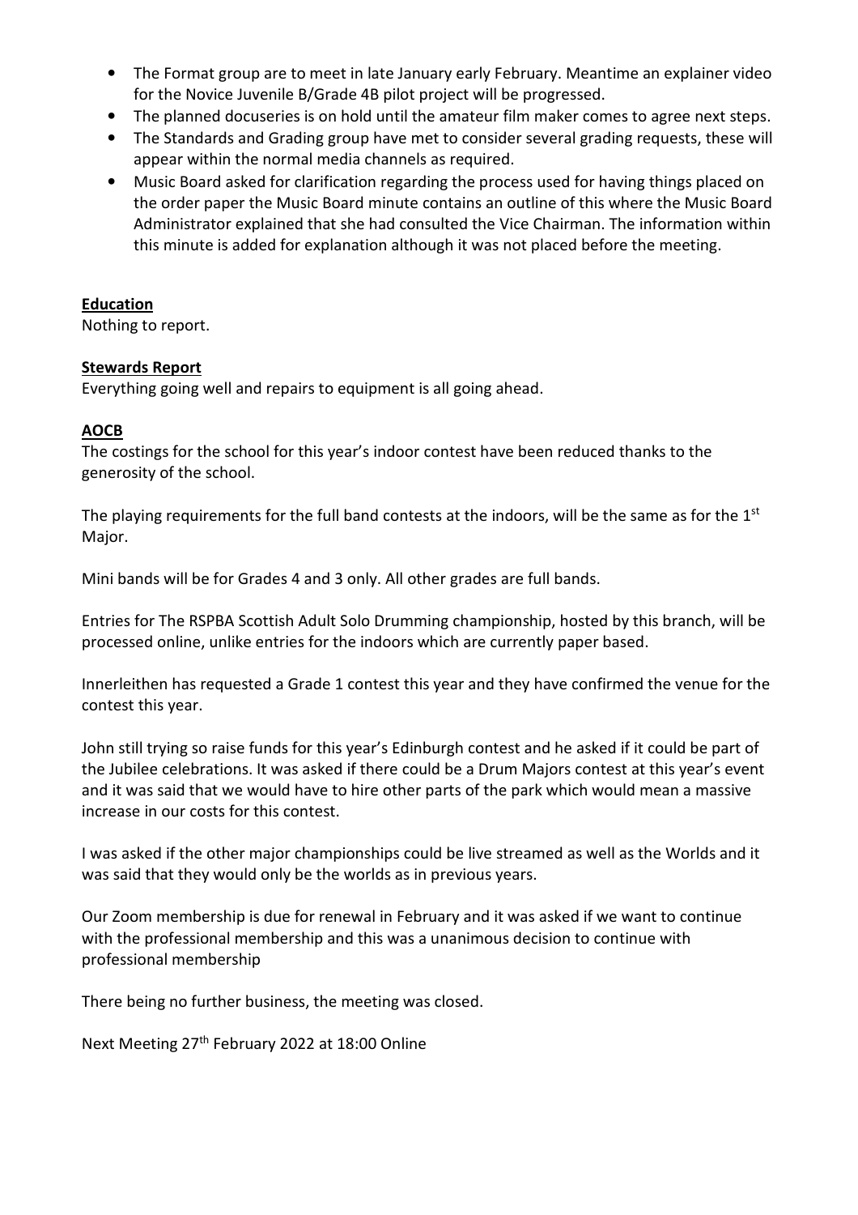- The Format group are to meet in late January early February. Meantime an explainer video for the Novice Juvenile B/Grade 4B pilot project will be progressed.
- The planned docuseries is on hold until the amateur film maker comes to agree next steps.
- The Standards and Grading group have met to consider several grading requests, these will appear within the normal media channels as required.
- Music Board asked for clarification regarding the process used for having things placed on the order paper the Music Board minute contains an outline of this where the Music Board Administrator explained that she had consulted the Vice Chairman. The information within this minute is added for explanation although it was not placed before the meeting.

**Education**

Nothing to report.

**Stewards Report**

Everything going well and repairs to equipment is all going ahead.

**AOCB**

The costings for the school for this year's indoor contest have been reduced thanks to the generosity of the school.

The playing requirements for the full band contests at the indoors, will be the same as for the 1st Major.

Mini bands will be for Grades 4 and 3 only. All other grades are full bands.

Entries for The RSPBA Scottish Adult Solo Drumming championship, hosted by this branch, will be processed online, unlike entries for the indoors which are currently paper based.

Innerleithen has requested a Grade 1 contest this year and they have confirmed the venue for the contest this year.

John still trying so raise funds for this year's Edinburgh contest and he asked if it could be part of the Jubilee celebrations. It was asked if there could be a Drum Majors contest at this year's event and it was said that we would have to hire other parts of the park which would mean a massive increase in our costs for this contest.

I was asked if the other major championships could be live streamed as well as the Worlds and it was said that they would only be the worlds as in previous years.

Our Zoom membership is due for renewal in February and it was asked if we want to continue with the professional membership and this was a unanimous decision to continue with professional membership

There being no further business, the meeting was closed.

Next Meeting 27th February 2022 at 18:00 Online